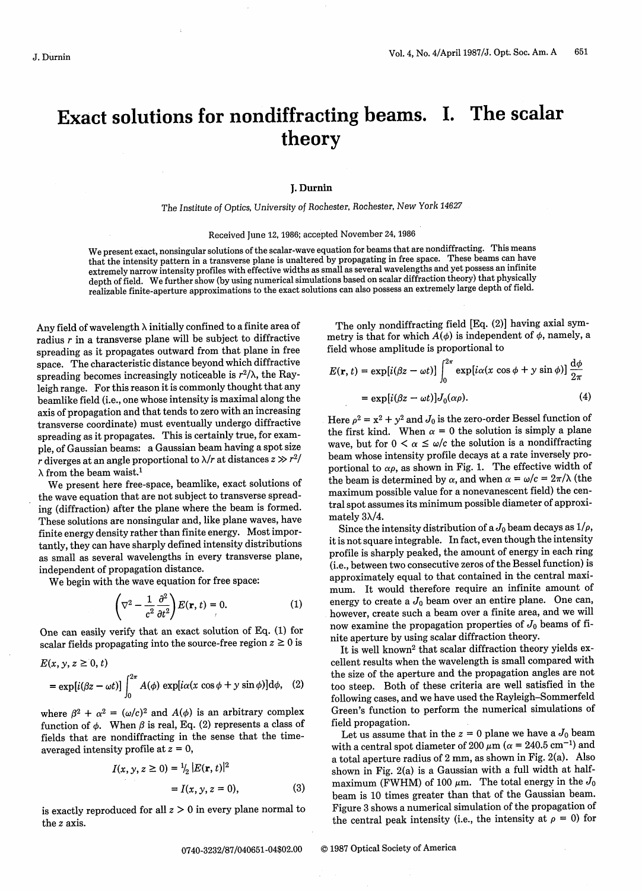# Exact solutions for nondiffracting beams. I. The scalar theory

**J. Durnin**

*The Institute of Optics, University of Rochester, Rochester, New York 14627*

Received June 12, 1986; accepted November 24, 1986

We present exact, nonsingular solutions of the scalar-wave equation for beams that are nondiffracting. This means that the intensity pattern in a transverse plane is unaltered by propagating in free space. These beams can have extremely narrow intensity profiles with effective widths as small as several wavelengths and yet possess an infinite depth of field. We further show (by using numerical simulations based on scalar diffraction theory) that physically realizable finite-aperture approximations to the exact solutions can also possess an extremely large depth of field.

Any field of wavelength $\lambda$ initially confined to a finite area of radius $r$ in a transverse plane will be subject to diffractive spreading as it propagates outward from that plane in free space. The characteristic distance beyond which diffractive spreading becomes increasingly noticeable is $r^2/\lambda$, the Rayleigh range. For this reason it is commonly thought that any beamlike field (i.e., one whose intensity is maximal along the axis of propagation and that tends to zero with an increasing transverse coordinate) must eventually undergo diffractive spreading as it propagates. This is certainly true, for example, of Gaussian beams: a Gaussian beam having a spot size $r$ diverges at an angle proportional to $\lambda/r$ at distances $z \gg r^2/\lambda$ from the beam waist.[1]

We present here free-space, beamlike, exact solutions of the wave equation that are not subject to transverse spreading (diffraction) after the plane where the beam is formed. These solutions are nonsingular and, like plane waves, have finite energy density rather than finite energy. Most importantly, they can have sharply defined intensity distributions as small as several wavelengths in every transverse plane, independent of propagation distance.

We begin with the wave equation for free space:

$$\left(\nabla^2 - \frac{1}{c^2}\frac{\partial^2}{\partial t^2}\right)E(\mathbf{r}, t) = 0. \tag{1}$$

One can easily verify that an exact solution of Eq. (1) for scalar fields propagating into the source-free region $z \geq 0$ is

$$E(x, y, z \geq 0, t) = \exp[i(\beta z - \omega t)]\int_0^{2\pi} A(\phi)\exp[i\alpha(x\cos\phi + y\sin\phi)]\mathrm{d}\phi, \tag{2}$$

where $\beta^2 + \alpha^2 = (\omega/c)^2$ and $A(\phi)$ is an arbitrary complex function of $\phi$. When $\beta$ is real, Eq. (2) represents a class of fields that are nondiffracting in the sense that the time-averaged intensity profile at $z = 0$,

$$I(x, y, z \geq 0) = \tfrac{1}{2}|E(\mathbf{r}, t)|^2 = I(x, y, z = 0), \tag{3}$$

is exactly reproduced for all $z > 0$ in every plane normal to the $z$ axis.

The only nondiffracting field [Eq. (2)] having axial symmetry is that for which $A(\phi)$ is independent of $\phi$, namely, a field whose amplitude is proportional to

$$E(\mathbf{r}, t) = \exp[i(\beta z - \omega t)]\int_0^{2\pi}\exp[i\alpha(x\cos\phi + y\sin\phi)]\frac{\mathrm{d}\phi}{2\pi} = \exp[i(\beta z - \omega t)]J_0(\alpha\rho). \tag{4}$$

Here $\rho^2 = x^2 + y^2$ and $J_0$ is the zero-order Bessel function of the first kind. When $\alpha = 0$ the solution is simply a plane wave, but for $0 < \alpha \leq \omega/c$ the solution is a nondiffracting beam whose intensity profile decays at a rate inversely proportional to $\alpha\rho$, as shown in Fig. 1. The effective width of the beam is determined by $\alpha$, and when $\alpha = \omega/c = 2\pi/\lambda$ (the maximum possible value for a nonevanescent field) the central spot assumes its minimum possible diameter of approximately $3\lambda/4$.

Since the intensity distribution of a $J_0$ beam decays as $1/\rho$, it is not square integrable. In fact, even though the intensity profile is sharply peaked, the amount of energy in each ring (i.e., between two consecutive zeros of the Bessel function) is approximately equal to that contained in the central maximum. It would therefore require an infinite amount of energy to create a $J_0$ beam over an entire plane. One can, however, create such a beam over a finite area, and we will now examine the propagation properties of $J_0$ beams of finite aperture by using scalar diffraction theory.

It is well known[2] that scalar diffraction theory yields excellent results when the wavelength is small compared with the size of the aperture and the propagation angles are not too steep. Both of these criteria are well satisfied in the following cases, and we have used the Rayleigh–Sommerfeld Green's function to perform the numerical simulations of field propagation.

Let us assume that in the $z = 0$ plane we have a $J_0$ beam with a central spot diameter of 200 μm ($\alpha = 240.5\ \mathrm{cm}^{-1}$) and a total aperture radius of 2 mm, as shown in Fig. 2(a). Also shown in Fig. 2(a) is a Gaussian with a full width at half-maximum (FWHM) of 100 μm. The total energy in the $J_0$ beam is 10 times greater than that of the Gaussian beam. Figure 3 shows a numerical simulation of the propagation of the central peak intensity (i.e., the intensity at $\rho = 0$) for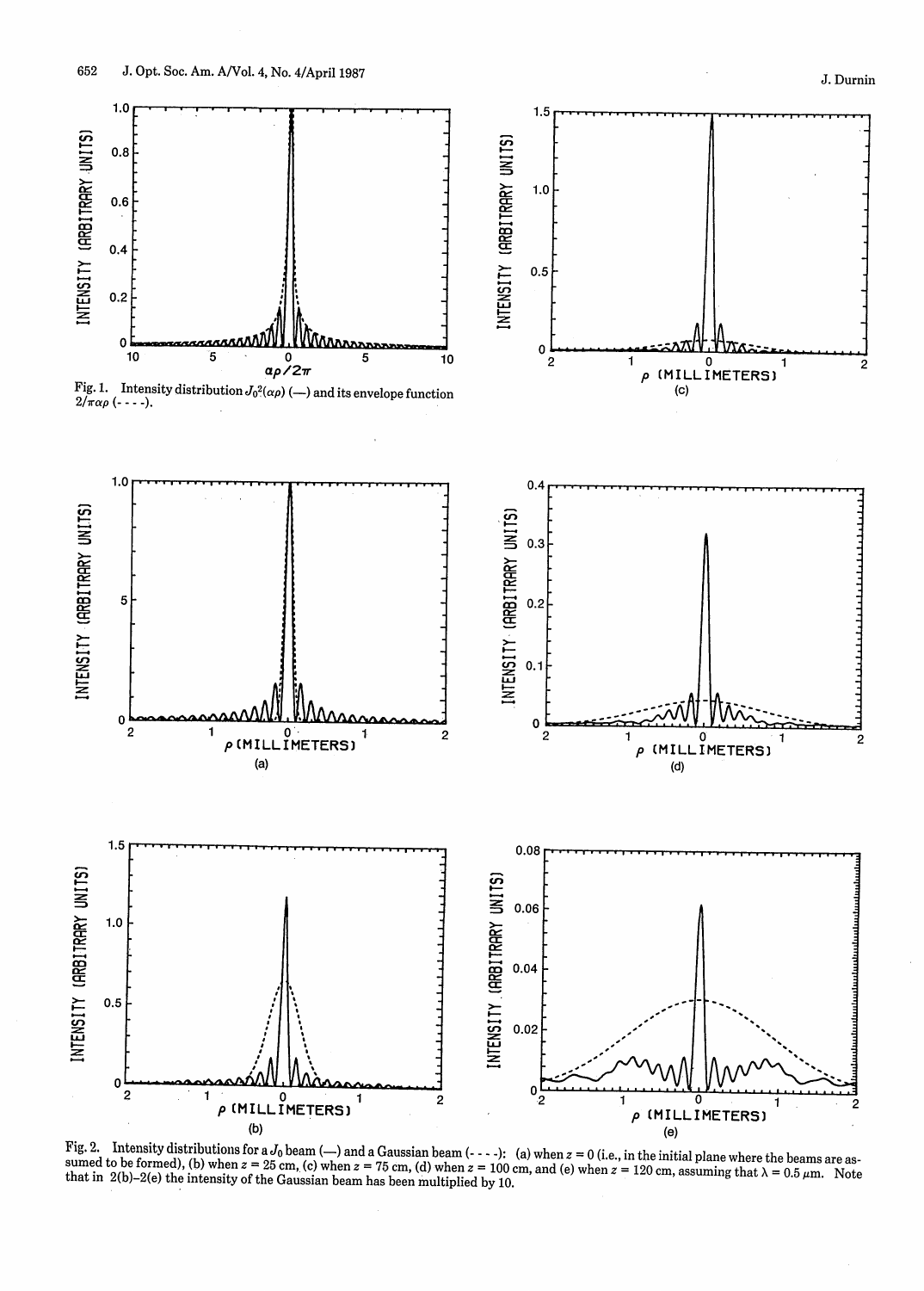Fig. 1. Intensity distribution $J_0^2(\alpha\rho)$ (—) and its envelope function $2/\pi\alpha\rho$ (- - - -).

Fig. 2. Intensity distributions for a $J_0$ beam (—) and a Gaussian beam (- - - -): (a) when $z = 0$ (i.e., in the initial plane where the beams are assumed to be formed), (b) when $z = 25$ cm, (c) when $z = 75$ cm, (d) when $z = 100$ cm, and (e) when $z = 120$ cm, assuming that $\lambda = 0.5\ \mu$m. Note that in 2(b)–2(e) the intensity of the Gaussian beam has been multiplied by 10.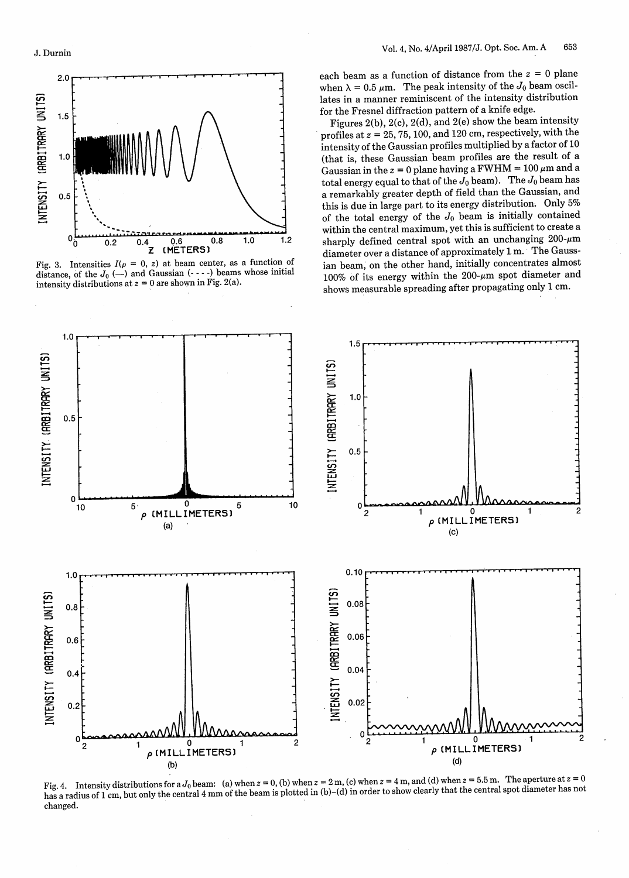each beam as a function of distance from the $z = 0$ plane when $\lambda = 0.5\ \mu$m. The peak intensity of the $J_0$ beam oscillates in a manner reminiscent of the intensity distribution for the Fresnel diffraction pattern of a knife edge.

Figures 2(b), 2(c), 2(d), and 2(e) show the beam intensity profiles at $z = 25$, 75, 100, and 120 cm, respectively, with the intensity of the Gaussian profiles multiplied by a factor of 10 (that is, these Gaussian beam profiles are the result of a Gaussian in the $z = 0$ plane having a FWHM $= 100\ \mu$m and a total energy equal to that of the $J_0$ beam). The $J_0$ beam has a remarkably greater depth of field than the Gaussian, and this is due in large part to its energy distribution. Only 5% of the total energy of the $J_0$ beam is initially contained within the central maximum, yet this is sufficient to create a sharply defined central spot with an unchanging 200-$\mu$m diameter over a distance of approximately 1 m. The Gaussian beam, on the other hand, initially concentrates almost 100% of its energy within the 200-$\mu$m spot diameter and shows measurable spreading after propagating only 1 cm.

Fig. 3. Intensities $I(\rho = 0, z)$ at beam center, as a function of distance, of the $J_0$ (—) and Gaussian (- - - -) beams whose initial intensity distributions at $z = 0$ are shown in Fig. 2(a).

Fig. 4. Intensity distributions for a $J_0$ beam: (a) when $z = 0$, (b) when $z = 2$ m, (c) when $z = 4$ m, and (d) when $z = 5.5$ m. The aperture at $z = 0$ has a radius of 1 cm, but only the central 4 mm of the beam is plotted in (b)–(d) in order to show clearly that the central spot diameter has not changed.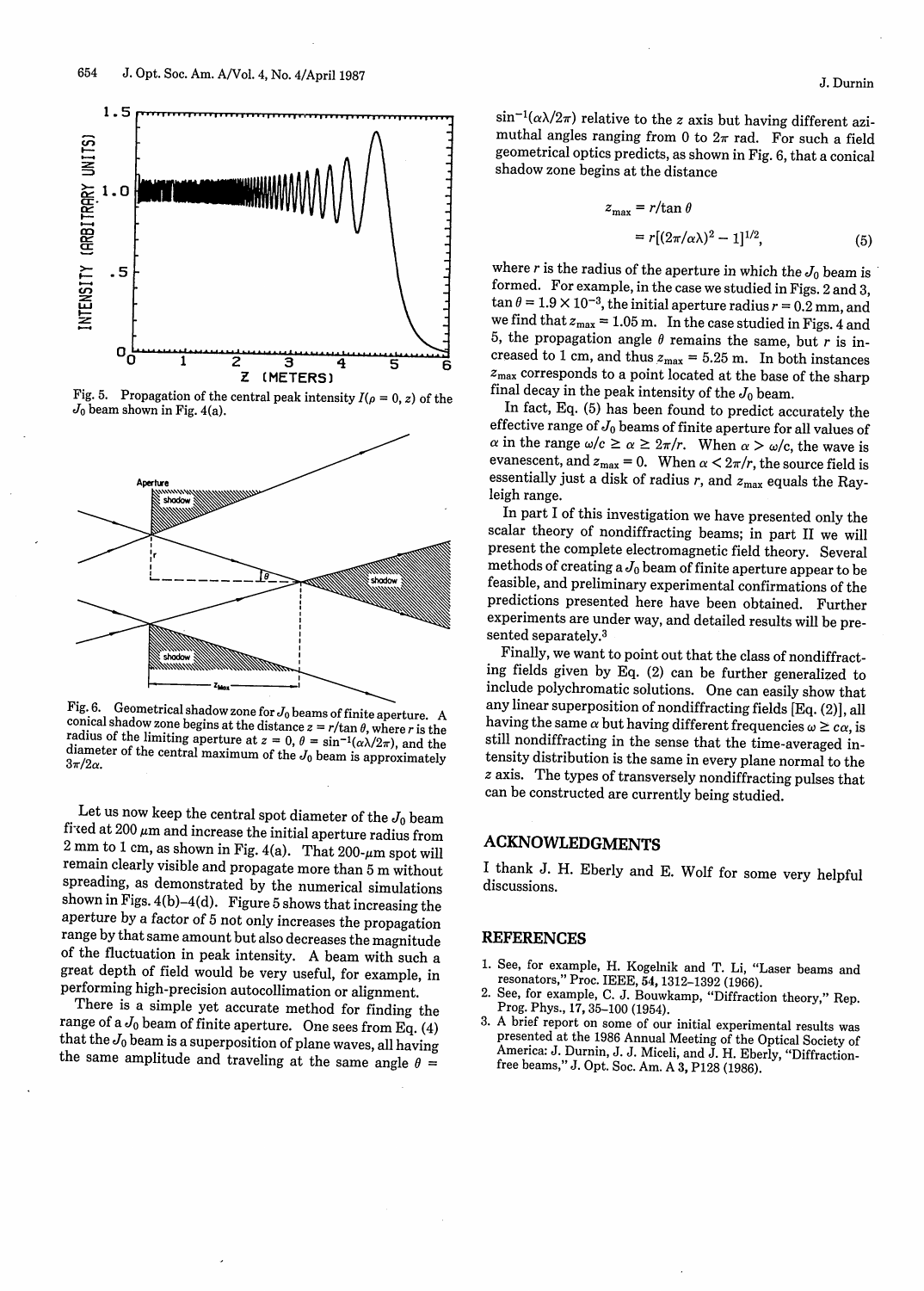1.5

1.0

.5

0

INTENSITY (ARBITRARY UNITS)

0 1 2 3 4 5 6

Z (METERS)

Fig. 5. Propagation of the central peak intensity $I(\rho = 0, z)$ of the $J_0$ beam shown in Fig. 4(a).

Aperture

shadow

r

$\theta$

shadow

shadow

$z_{max}$

Fig. 6. Geometrical shadow zone for $J_0$ beams of finite aperture. A conical shadow zone begins at the distance $z = r/\tan\theta$, where $r$ is the radius of the limiting aperture at $z = 0$, $\theta = \sin^{-1}(\alpha\lambda/2\pi)$, and the diameter of the central maximum of the $J_0$ beam is approximately $3\pi/2\alpha$.

Let us now keep the central spot diameter of the $J_0$ beam fixed at 200 $\mu$m and increase the initial aperture radius from 2 mm to 1 cm, as shown in Fig. 4(a). That 200-$\mu$m spot will remain clearly visible and propagate more than 5 m without spreading, as demonstrated by the numerical simulations shown in Figs. 4(b)–4(d). Figure 5 shows that increasing the aperture by a factor of 5 not only increases the propagation range by that same amount but also decreases the magnitude of the fluctuation in peak intensity. A beam with such a great depth of field would be very useful, for example, in performing high-precision autocollimation or alignment.

There is a simple yet accurate method for finding the range of a $J_0$ beam of finite aperture. One sees from Eq. (4) that the $J_0$ beam is a superposition of plane waves, all having the same amplitude and traveling at the same angle $\theta = \sin^{-1}(\alpha\lambda/2\pi)$ relative to the $z$ axis but having different azimuthal angles ranging from 0 to $2\pi$ rad. For such a field geometrical optics predicts, as shown in Fig. 6, that a conical shadow zone begins at the distance

$$
\begin{aligned}
z_{max} &= r/\tan\theta \\
&= r[(2\pi/\alpha\lambda)^2 - 1]^{1/2}, \qquad (5)
\end{aligned}
$$

where $r$ is the radius of the aperture in which the $J_0$ beam is formed. For example, in the case we studied in Figs. 2 and 3, $\tan\theta = 1.9 \times 10^{-3}$, the initial aperture radius $r = 0.2$ mm, and we find that $z_{max} = 1.05$ m. In the case studied in Figs. 4 and 5, the propagation angle $\theta$ remains the same, but $r$ is increased to 1 cm, and thus $z_{max} = 5.25$ m. In both instances $z_{max}$ corresponds to a point located at the base of the sharp final decay in the peak intensity of the $J_0$ beam.

In fact, Eq. (5) has been found to predict accurately the effective range of $J_0$ beams of finite aperture for all values of $\alpha$ in the range $\omega/c \geq \alpha \geq 2\pi/r$. When $\alpha > \omega/c$, the wave is evanescent, and $z_{max} = 0$. When $\alpha < 2\pi/r$, the source field is essentially just a disk of radius $r$, and $z_{max}$ equals the Rayleigh range.

In part I of this investigation we have presented only the scalar theory of nondiffracting beams; in part II we will present the complete electromagnetic field theory. Several methods of creating a $J_0$ beam of finite aperture appear to be feasible, and preliminary experimental confirmations of the predictions presented here have been obtained. Further experiments are under way, and detailed results will be presented separately.[3]

Finally, we want to point out that the class of nondiffracting fields given by Eq. (2) can be further generalized to include polychromatic solutions. One can easily show that any linear superposition of nondiffracting fields [Eq. (2)], all having the same $\alpha$ but having different frequencies $\omega \geq c\alpha$, is still nondiffracting in the sense that the time-averaged intensity distribution is the same in every plane normal to the $z$ axis. The types of transversely nondiffracting pulses that can be constructed are currently being studied.

## ACKNOWLEDGMENTS

I thank J. H. Eberly and E. Wolf for some very helpful discussions.

## REFERENCES

1. See, for example, H. Kogelnik and T. Li, "Laser beams and resonators," Proc. IEEE, **54**, 1312–1392 (1966).
2. See, for example, C. J. Bouwkamp, "Diffraction theory," Rep. Prog. Phys., **17**, 35–100 (1954).
3. A brief report on some of our initial experimental results was presented at the 1986 Annual Meeting of the Optical Society of America: J. Durnin, J. J. Miceli, and J. H. Eberly, "Diffraction-free beams," J. Opt. Soc. Am. A **3**, P128 (1986).